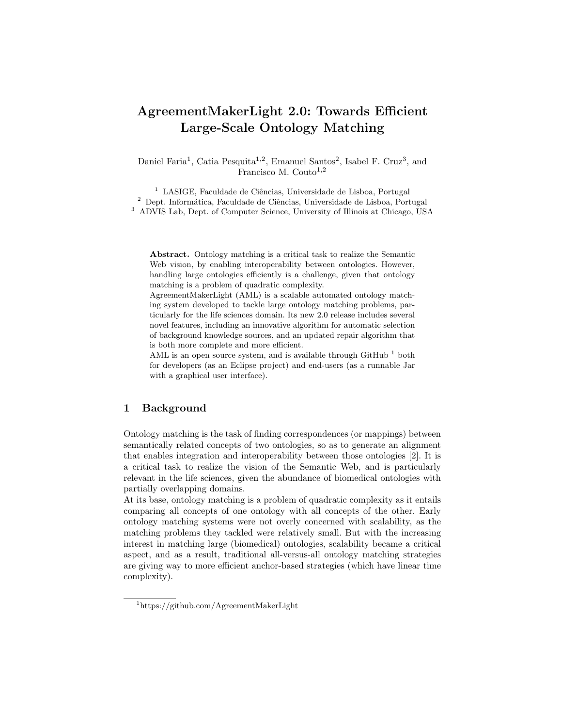# AgreementMakerLight 2.0: Towards Efficient Large-Scale Ontology Matching

Daniel Faria[1], Catia Pesquita[1,2], Emanuel Santos[2], Isabel F. Cruz[3], and Francisco M. Couto[1,2]

[1] LASIGE, Faculdade de Ciências, Universidade de Lisboa, Portugal
[2] Dept. Informática, Faculdade de Ciências, Universidade de Lisboa, Portugal
[3] ADVIS Lab, Dept. of Computer Science, University of Illinois at Chicago, USA

**Abstract.** Ontology matching is a critical task to realize the Semantic Web vision, by enabling interoperability between ontologies. However, handling large ontologies efficiently is a challenge, given that ontology matching is a problem of quadratic complexity.
AgreementMakerLight (AML) is a scalable automated ontology matching system developed to tackle large ontology matching problems, particularly for the life sciences domain. Its new 2.0 release includes several novel features, including an innovative algorithm for automatic selection of background knowledge sources, and an updated repair algorithm that is both more complete and more efficient.
AML is an open source system, and is available through GitHub [1] both for developers (as an Eclipse project) and end-users (as a runnable Jar with a graphical user interface).

## 1 Background

Ontology matching is the task of finding correspondences (or mappings) between semantically related concepts of two ontologies, so as to generate an alignment that enables integration and interoperability between those ontologies [2]. It is a critical task to realize the vision of the Semantic Web, and is particularly relevant in the life sciences, given the abundance of biomedical ontologies with partially overlapping domains.
At its base, ontology matching is a problem of quadratic complexity as it entails comparing all concepts of one ontology with all concepts of the other. Early ontology matching systems were not overly concerned with scalability, as the matching problems they tackled were relatively small. But with the increasing interest in matching large (biomedical) ontologies, scalability became a critical aspect, and as a result, traditional all-versus-all ontology matching strategies are giving way to more efficient anchor-based strategies (which have linear time complexity).

[1] https://github.com/AgreementMakerLight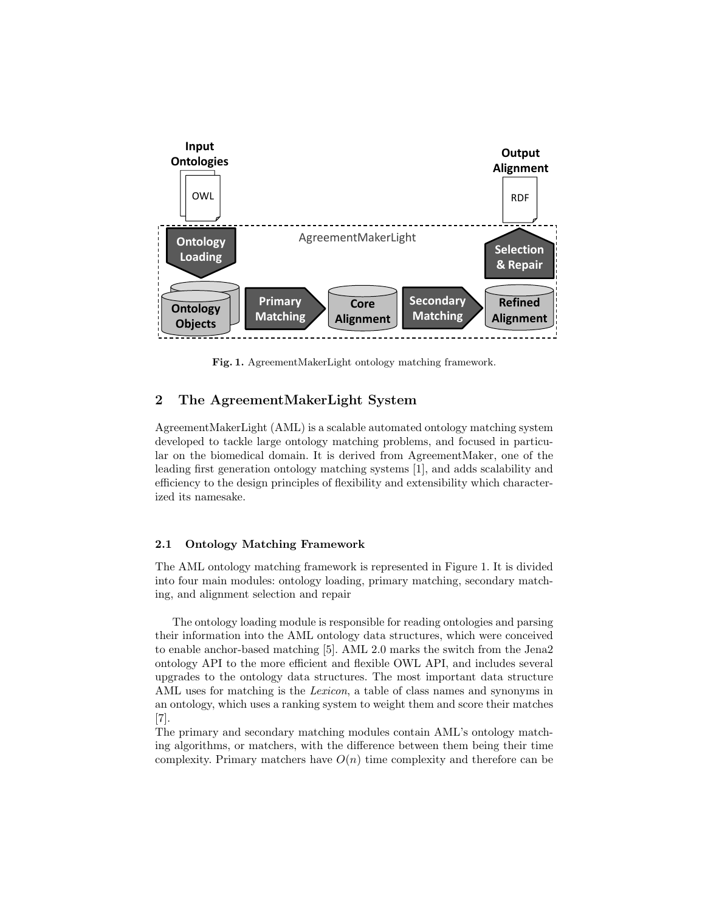**Fig. 1.** AgreementMakerLight ontology matching framework.

## 2 The AgreementMakerLight System

AgreementMakerLight (AML) is a scalable automated ontology matching system developed to tackle large ontology matching problems, and focused in particular on the biomedical domain. It is derived from AgreementMaker, one of the leading first generation ontology matching systems [1], and adds scalability and efficiency to the design principles of flexibility and extensibility which characterized its namesake.

### 2.1 Ontology Matching Framework

The AML ontology matching framework is represented in Figure 1. It is divided into four main modules: ontology loading, primary matching, secondary matching, and alignment selection and repair

The ontology loading module is responsible for reading ontologies and parsing their information into the AML ontology data structures, which were conceived to enable anchor-based matching [5]. AML 2.0 marks the switch from the Jena2 ontology API to the more efficient and flexible OWL API, and includes several upgrades to the ontology data structures. The most important data structure AML uses for matching is the *Lexicon*, a table of class names and synonyms in an ontology, which uses a ranking system to weight them and score their matches [7].

The primary and secondary matching modules contain AML's ontology matching algorithms, or matchers, with the difference between them being their time complexity. Primary matchers have $O(n)$ time complexity and therefore can be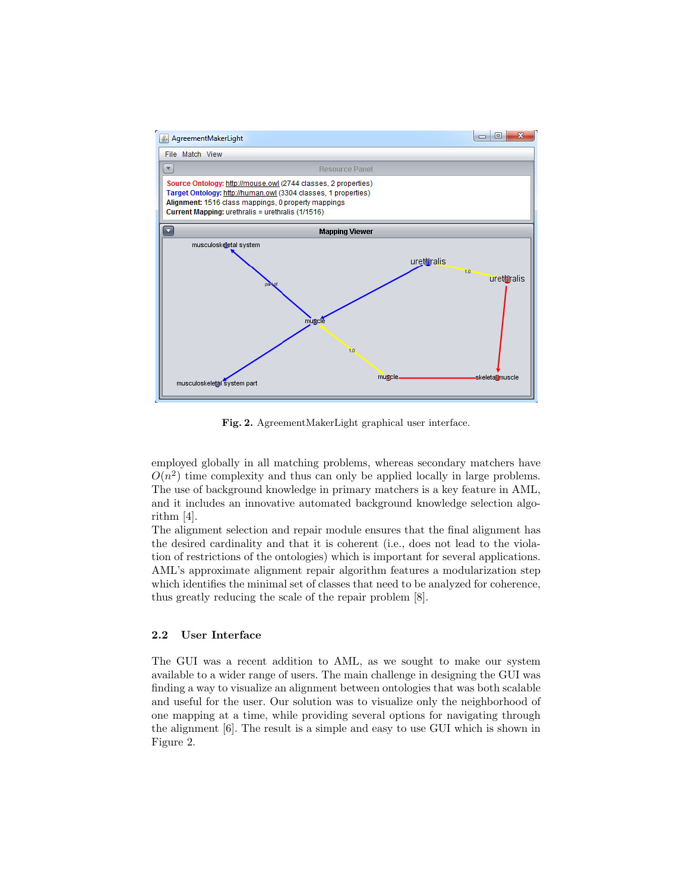**Fig. 2.** AgreementMakerLight graphical user interface.

employed globally in all matching problems, whereas secondary matchers have $O(n^2)$ time complexity and thus can only be applied locally in large problems. The use of background knowledge in primary matchers is a key feature in AML, and it includes an innovative automated background knowledge selection algorithm [4].

The alignment selection and repair module ensures that the final alignment has the desired cardinality and that it is coherent (i.e., does not lead to the violation of restrictions of the ontologies) which is important for several applications. AML's approximate alignment repair algorithm features a modularization step which identifies the minimal set of classes that need to be analyzed for coherence, thus greatly reducing the scale of the repair problem [8].

### 2.2 User Interface

The GUI was a recent addition to AML, as we sought to make our system available to a wider range of users. The main challenge in designing the GUI was finding a way to visualize an alignment between ontologies that was both scalable and useful for the user. Our solution was to visualize only the neighborhood of one mapping at a time, while providing several options for navigating through the alignment [6]. The result is a simple and easy to use GUI which is shown in Figure 2.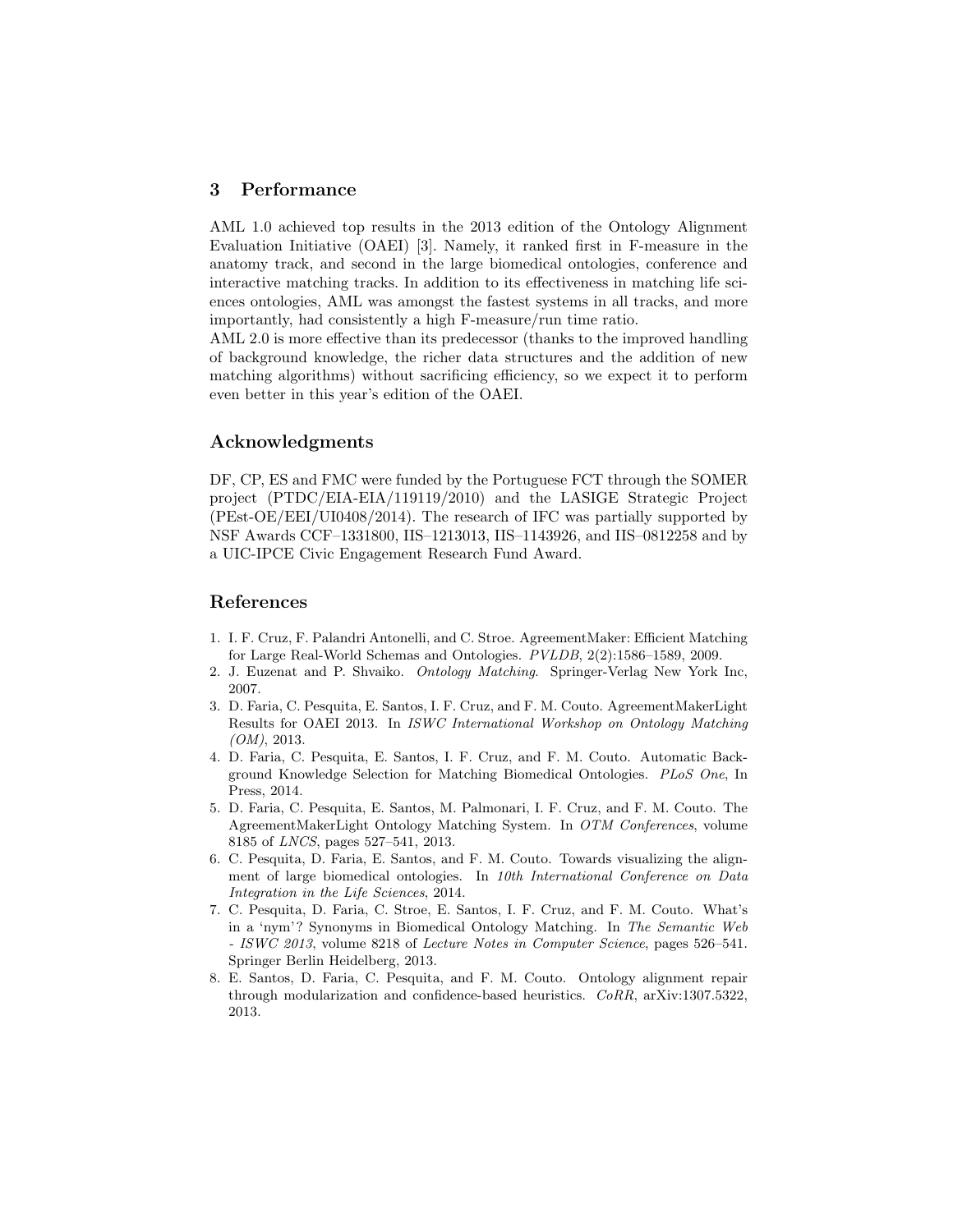## 3 Performance

AML 1.0 achieved top results in the 2013 edition of the Ontology Alignment Evaluation Initiative (OAEI) [3]. Namely, it ranked first in F-measure in the anatomy track, and second in the large biomedical ontologies, conference and interactive matching tracks. In addition to its effectiveness in matching life sciences ontologies, AML was amongst the fastest systems in all tracks, and more importantly, had consistently a high F-measure/run time ratio.

AML 2.0 is more effective than its predecessor (thanks to the improved handling of background knowledge, the richer data structures and the addition of new matching algorithms) without sacrificing efficiency, so we expect it to perform even better in this year's edition of the OAEI.

## Acknowledgments

DF, CP, ES and FMC were funded by the Portuguese FCT through the SOMER project (PTDC/EIA-EIA/119119/2010) and the LASIGE Strategic Project (PEst-OE/EEI/UI0408/2014). The research of IFC was partially supported by NSF Awards CCF–1331800, IIS–1213013, IIS–1143926, and IIS–0812258 and by a UIC-IPCE Civic Engagement Research Fund Award.

## References

1. I. F. Cruz, F. Palandri Antonelli, and C. Stroe. AgreementMaker: Efficient Matching for Large Real-World Schemas and Ontologies. *PVLDB*, 2(2):1586–1589, 2009.
2. J. Euzenat and P. Shvaiko. *Ontology Matching*. Springer-Verlag New York Inc, 2007.
3. D. Faria, C. Pesquita, E. Santos, I. F. Cruz, and F. M. Couto. AgreementMakerLight Results for OAEI 2013. In *ISWC International Workshop on Ontology Matching (OM)*, 2013.
4. D. Faria, C. Pesquita, E. Santos, I. F. Cruz, and F. M. Couto. Automatic Background Knowledge Selection for Matching Biomedical Ontologies. *PLoS One*, In Press, 2014.
5. D. Faria, C. Pesquita, E. Santos, M. Palmonari, I. F. Cruz, and F. M. Couto. The AgreementMakerLight Ontology Matching System. In *OTM Conferences*, volume 8185 of *LNCS*, pages 527–541, 2013.
6. C. Pesquita, D. Faria, E. Santos, and F. M. Couto. Towards visualizing the alignment of large biomedical ontologies. In *10th International Conference on Data Integration in the Life Sciences*, 2014.
7. C. Pesquita, D. Faria, C. Stroe, E. Santos, I. F. Cruz, and F. M. Couto. What's in a 'nym'? Synonyms in Biomedical Ontology Matching. In *The Semantic Web - ISWC 2013*, volume 8218 of *Lecture Notes in Computer Science*, pages 526–541. Springer Berlin Heidelberg, 2013.
8. E. Santos, D. Faria, C. Pesquita, and F. M. Couto. Ontology alignment repair through modularization and confidence-based heuristics. *CoRR*, arXiv:1307.5322, 2013.